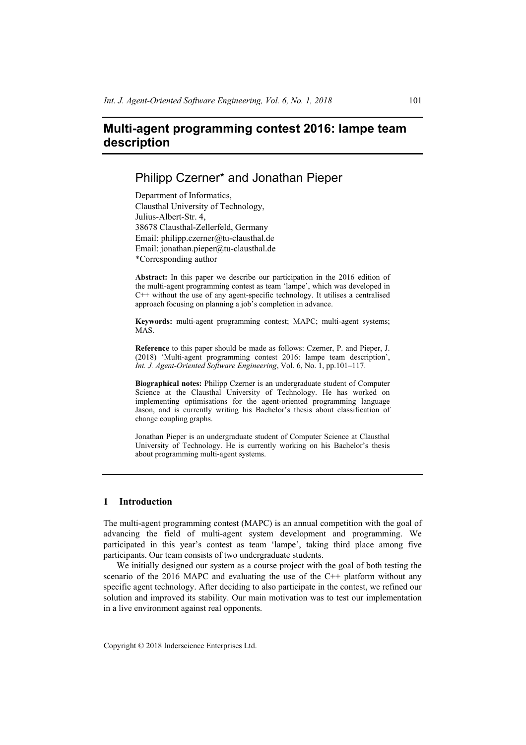# Multi-agent programming contest 2016: lampe team description

## Philipp Czerner* and Jonathan Pieper

Department of Informatics,
Clausthal University of Technology,
Julius-Albert-Str. 4,
38678 Clausthal-Zellerfeld, Germany
Email: philipp.czerner@tu-clausthal.de
Email: jonathan.pieper@tu-clausthal.de
*Corresponding author

**Abstract:** In this paper we describe our participation in the 2016 edition of the multi-agent programming contest as team 'lampe', which was developed in C++ without the use of any agent-specific technology. It utilises a centralised approach focusing on planning a job's completion in advance.

**Keywords:** multi-agent programming contest; MAPC; multi-agent systems; MAS.

**Reference** to this paper should be made as follows: Czerner, P. and Pieper, J. (2018) 'Multi-agent programming contest 2016: lampe team description', *Int. J. Agent-Oriented Software Engineering*, Vol. 6, No. 1, pp.101–117.

**Biographical notes:** Philipp Czerner is an undergraduate student of Computer Science at the Clausthal University of Technology. He has worked on implementing optimisations for the agent-oriented programming language Jason, and is currently writing his Bachelor's thesis about classification of change coupling graphs.

Jonathan Pieper is an undergraduate student of Computer Science at Clausthal University of Technology. He is currently working on his Bachelor's thesis about programming multi-agent systems.

## 1 Introduction

The multi-agent programming contest (MAPC) is an annual competition with the goal of advancing the field of multi-agent system development and programming. We participated in this year's contest as team 'lampe', taking third place among five participants. Our team consists of two undergraduate students.

We initially designed our system as a course project with the goal of both testing the scenario of the 2016 MAPC and evaluating the use of the C++ platform without any specific agent technology. After deciding to also participate in the contest, we refined our solution and improved its stability. Our main motivation was to test our implementation in a live environment against real opponents.

Copyright © 2018 Inderscience Enterprises Ltd.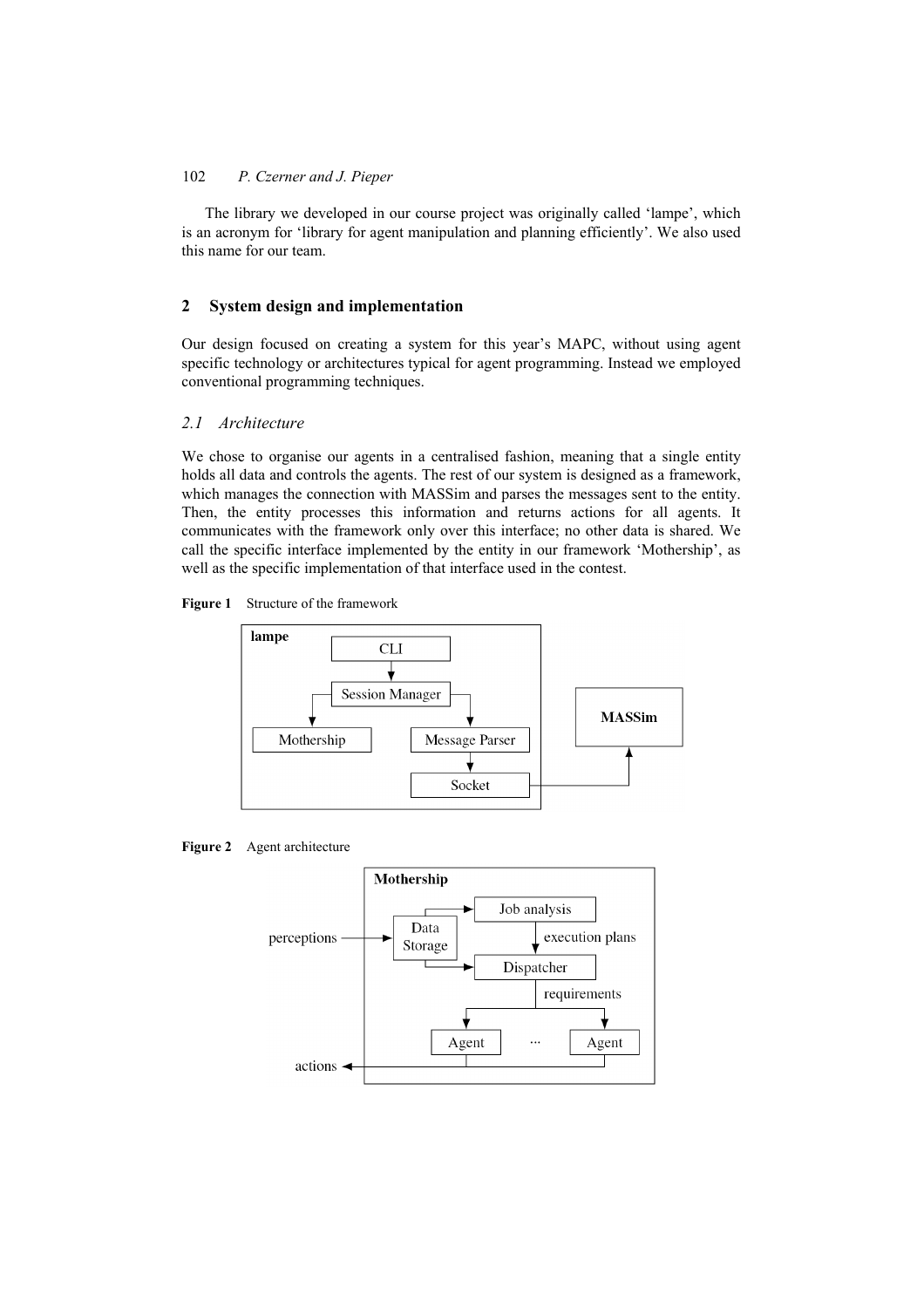The library we developed in our course project was originally called 'lampe', which is an acronym for 'library for agent manipulation and planning efficiently'. We also used this name for our team.

## 2 System design and implementation

Our design focused on creating a system for this year's MAPC, without using agent specific technology or architectures typical for agent programming. Instead we employed conventional programming techniques.

### 2.1 Architecture

We chose to organise our agents in a centralised fashion, meaning that a single entity holds all data and controls the agents. The rest of our system is designed as a framework, which manages the connection with MASSim and parses the messages sent to the entity. Then, the entity processes this information and returns actions for all agents. It communicates with the framework only over this interface; no other data is shared. We call the specific interface implemented by the entity in our framework 'Mothership', as well as the specific implementation of that interface used in the contest.

**Figure 1** Structure of the framework

**Figure 2** Agent architecture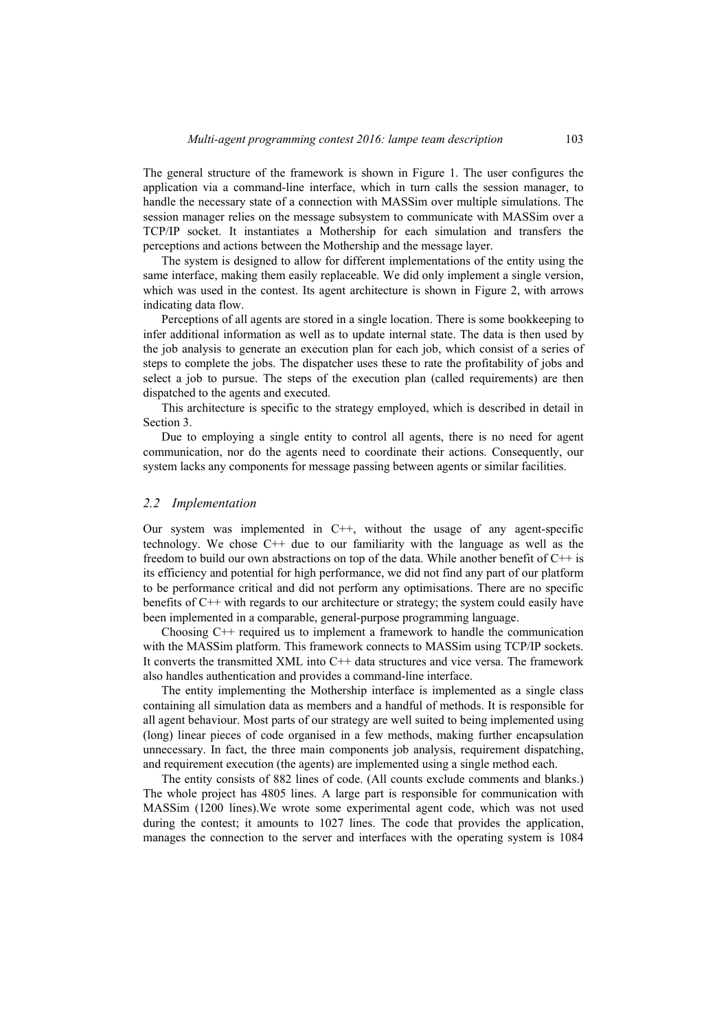The general structure of the framework is shown in Figure 1. The user configures the application via a command-line interface, which in turn calls the session manager, to handle the necessary state of a connection with MASSim over multiple simulations. The session manager relies on the message subsystem to communicate with MASSim over a TCP/IP socket. It instantiates a Mothership for each simulation and transfers the perceptions and actions between the Mothership and the message layer.

The system is designed to allow for different implementations of the entity using the same interface, making them easily replaceable. We did only implement a single version, which was used in the contest. Its agent architecture is shown in Figure 2, with arrows indicating data flow.

Perceptions of all agents are stored in a single location. There is some bookkeeping to infer additional information as well as to update internal state. The data is then used by the job analysis to generate an execution plan for each job, which consist of a series of steps to complete the jobs. The dispatcher uses these to rate the profitability of jobs and select a job to pursue. The steps of the execution plan (called requirements) are then dispatched to the agents and executed.

This architecture is specific to the strategy employed, which is described in detail in Section 3.

Due to employing a single entity to control all agents, there is no need for agent communication, nor do the agents need to coordinate their actions. Consequently, our system lacks any components for message passing between agents or similar facilities.

### *2.2 Implementation*

Our system was implemented in C++, without the usage of any agent-specific technology. We chose C++ due to our familiarity with the language as well as the freedom to build our own abstractions on top of the data. While another benefit of C++ is its efficiency and potential for high performance, we did not find any part of our platform to be performance critical and did not perform any optimisations. There are no specific benefits of C++ with regards to our architecture or strategy; the system could easily have been implemented in a comparable, general-purpose programming language.

Choosing C++ required us to implement a framework to handle the communication with the MASSim platform. This framework connects to MASSim using TCP/IP sockets. It converts the transmitted XML into C++ data structures and vice versa. The framework also handles authentication and provides a command-line interface.

The entity implementing the Mothership interface is implemented as a single class containing all simulation data as members and a handful of methods. It is responsible for all agent behaviour. Most parts of our strategy are well suited to being implemented using (long) linear pieces of code organised in a few methods, making further encapsulation unnecessary. In fact, the three main components job analysis, requirement dispatching, and requirement execution (the agents) are implemented using a single method each.

The entity consists of 882 lines of code. (All counts exclude comments and blanks.) The whole project has 4805 lines. A large part is responsible for communication with MASSim (1200 lines).We wrote some experimental agent code, which was not used during the contest; it amounts to 1027 lines. The code that provides the application, manages the connection to the server and interfaces with the operating system is 1084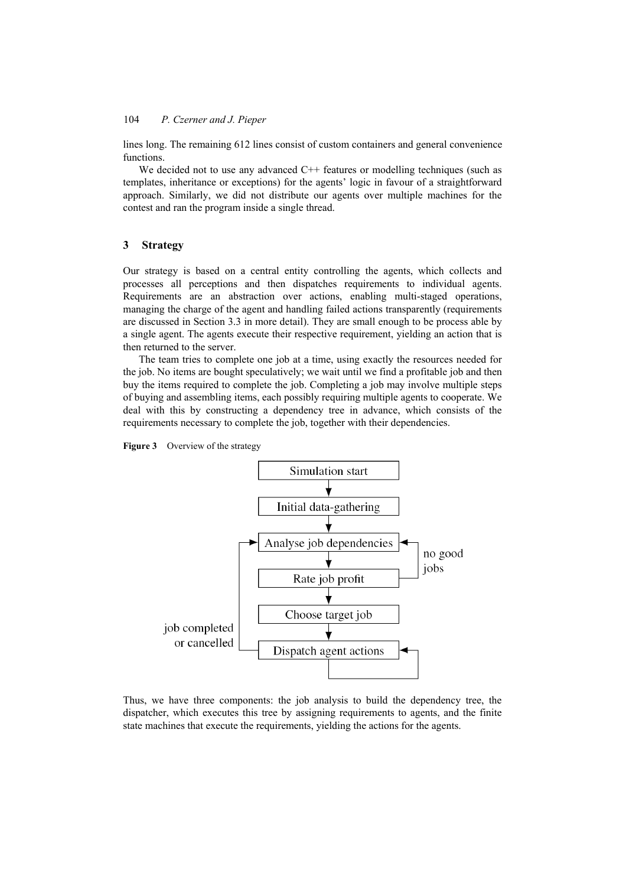lines long. The remaining 612 lines consist of custom containers and general convenience functions.

We decided not to use any advanced C++ features or modelling techniques (such as templates, inheritance or exceptions) for the agents' logic in favour of a straightforward approach. Similarly, we did not distribute our agents over multiple machines for the contest and ran the program inside a single thread.

## 3 Strategy

Our strategy is based on a central entity controlling the agents, which collects and processes all perceptions and then dispatches requirements to individual agents. Requirements are an abstraction over actions, enabling multi-staged operations, managing the charge of the agent and handling failed actions transparently (requirements are discussed in Section 3.3 in more detail). They are small enough to be process able by a single agent. The agents execute their respective requirement, yielding an action that is then returned to the server.

The team tries to complete one job at a time, using exactly the resources needed for the job. No items are bought speculatively; we wait until we find a profitable job and then buy the items required to complete the job. Completing a job may involve multiple steps of buying and assembling items, each possibly requiring multiple agents to cooperate. We deal with this by constructing a dependency tree in advance, which consists of the requirements necessary to complete the job, together with their dependencies.

**Figure 3** Overview of the strategy

Simulation start → Initial data-gathering → Analyse job dependencies → Rate job profit → Choose target job → Dispatch agent actions

(Rate job profit → Analyse job dependencies: no good jobs; Dispatch agent actions → Dispatch agent actions; Dispatch agent actions → Analyse job dependencies: job completed or cancelled)

Thus, we have three components: the job analysis to build the dependency tree, the dispatcher, which executes this tree by assigning requirements to agents, and the finite state machines that execute the requirements, yielding the actions for the agents.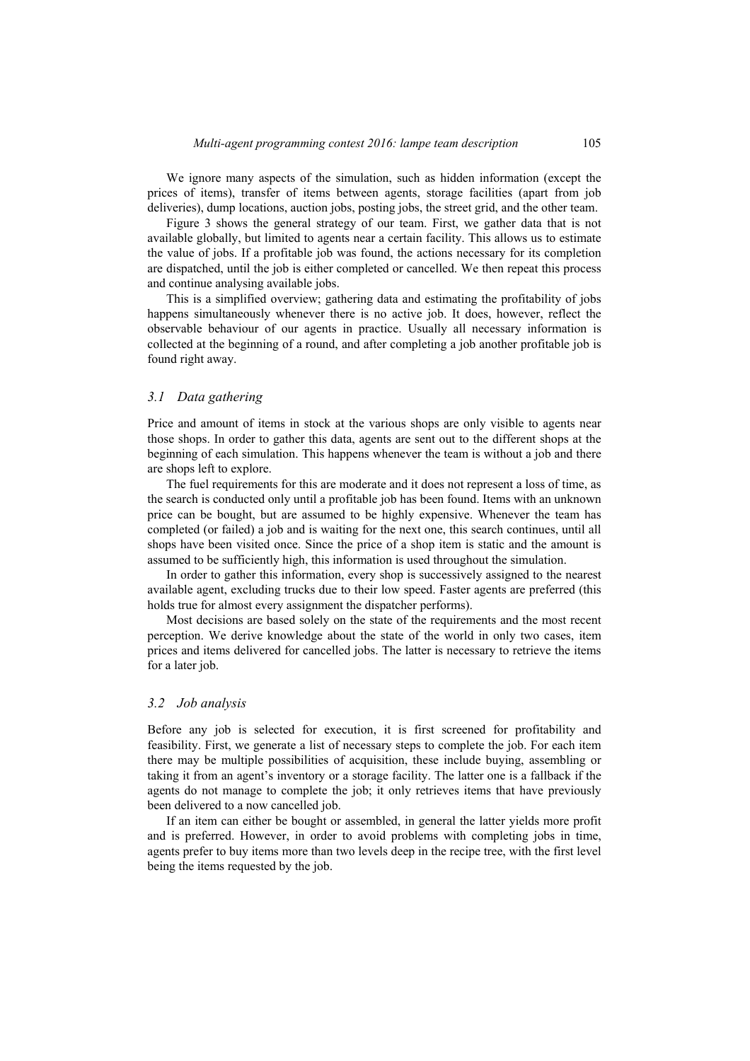We ignore many aspects of the simulation, such as hidden information (except the prices of items), transfer of items between agents, storage facilities (apart from job deliveries), dump locations, auction jobs, posting jobs, the street grid, and the other team.

Figure 3 shows the general strategy of our team. First, we gather data that is not available globally, but limited to agents near a certain facility. This allows us to estimate the value of jobs. If a profitable job was found, the actions necessary for its completion are dispatched, until the job is either completed or cancelled. We then repeat this process and continue analysing available jobs.

This is a simplified overview; gathering data and estimating the profitability of jobs happens simultaneously whenever there is no active job. It does, however, reflect the observable behaviour of our agents in practice. Usually all necessary information is collected at the beginning of a round, and after completing a job another profitable job is found right away.

### *3.1 Data gathering*

Price and amount of items in stock at the various shops are only visible to agents near those shops. In order to gather this data, agents are sent out to the different shops at the beginning of each simulation. This happens whenever the team is without a job and there are shops left to explore.

The fuel requirements for this are moderate and it does not represent a loss of time, as the search is conducted only until a profitable job has been found. Items with an unknown price can be bought, but are assumed to be highly expensive. Whenever the team has completed (or failed) a job and is waiting for the next one, this search continues, until all shops have been visited once. Since the price of a shop item is static and the amount is assumed to be sufficiently high, this information is used throughout the simulation.

In order to gather this information, every shop is successively assigned to the nearest available agent, excluding trucks due to their low speed. Faster agents are preferred (this holds true for almost every assignment the dispatcher performs).

Most decisions are based solely on the state of the requirements and the most recent perception. We derive knowledge about the state of the world in only two cases, item prices and items delivered for cancelled jobs. The latter is necessary to retrieve the items for a later job.

### *3.2 Job analysis*

Before any job is selected for execution, it is first screened for profitability and feasibility. First, we generate a list of necessary steps to complete the job. For each item there may be multiple possibilities of acquisition, these include buying, assembling or taking it from an agent's inventory or a storage facility. The latter one is a fallback if the agents do not manage to complete the job; it only retrieves items that have previously been delivered to a now cancelled job.

If an item can either be bought or assembled, in general the latter yields more profit and is preferred. However, in order to avoid problems with completing jobs in time, agents prefer to buy items more than two levels deep in the recipe tree, with the first level being the items requested by the job.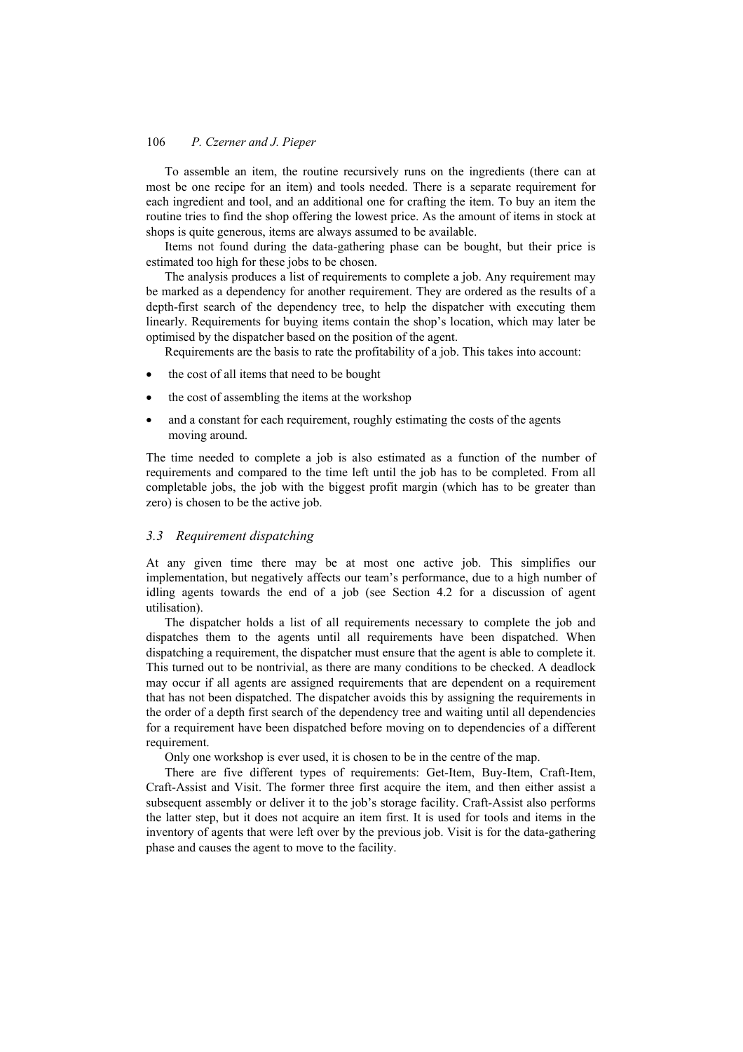To assemble an item, the routine recursively runs on the ingredients (there can at most be one recipe for an item) and tools needed. There is a separate requirement for each ingredient and tool, and an additional one for crafting the item. To buy an item the routine tries to find the shop offering the lowest price. As the amount of items in stock at shops is quite generous, items are always assumed to be available.

Items not found during the data-gathering phase can be bought, but their price is estimated too high for these jobs to be chosen.

The analysis produces a list of requirements to complete a job. Any requirement may be marked as a dependency for another requirement. They are ordered as the results of a depth-first search of the dependency tree, to help the dispatcher with executing them linearly. Requirements for buying items contain the shop's location, which may later be optimised by the dispatcher based on the position of the agent.

Requirements are the basis to rate the profitability of a job. This takes into account:

- the cost of all items that need to be bought
- the cost of assembling the items at the workshop
- and a constant for each requirement, roughly estimating the costs of the agents moving around.

The time needed to complete a job is also estimated as a function of the number of requirements and compared to the time left until the job has to be completed. From all completable jobs, the job with the biggest profit margin (which has to be greater than zero) is chosen to be the active job.

### *3.3 Requirement dispatching*

At any given time there may be at most one active job. This simplifies our implementation, but negatively affects our team's performance, due to a high number of idling agents towards the end of a job (see Section 4.2 for a discussion of agent utilisation).

The dispatcher holds a list of all requirements necessary to complete the job and dispatches them to the agents until all requirements have been dispatched. When dispatching a requirement, the dispatcher must ensure that the agent is able to complete it. This turned out to be nontrivial, as there are many conditions to be checked. A deadlock may occur if all agents are assigned requirements that are dependent on a requirement that has not been dispatched. The dispatcher avoids this by assigning the requirements in the order of a depth first search of the dependency tree and waiting until all dependencies for a requirement have been dispatched before moving on to dependencies of a different requirement.

Only one workshop is ever used, it is chosen to be in the centre of the map.

There are five different types of requirements: Get-Item, Buy-Item, Craft-Item, Craft-Assist and Visit. The former three first acquire the item, and then either assist a subsequent assembly or deliver it to the job's storage facility. Craft-Assist also performs the latter step, but it does not acquire an item first. It is used for tools and items in the inventory of agents that were left over by the previous job. Visit is for the data-gathering phase and causes the agent to move to the facility.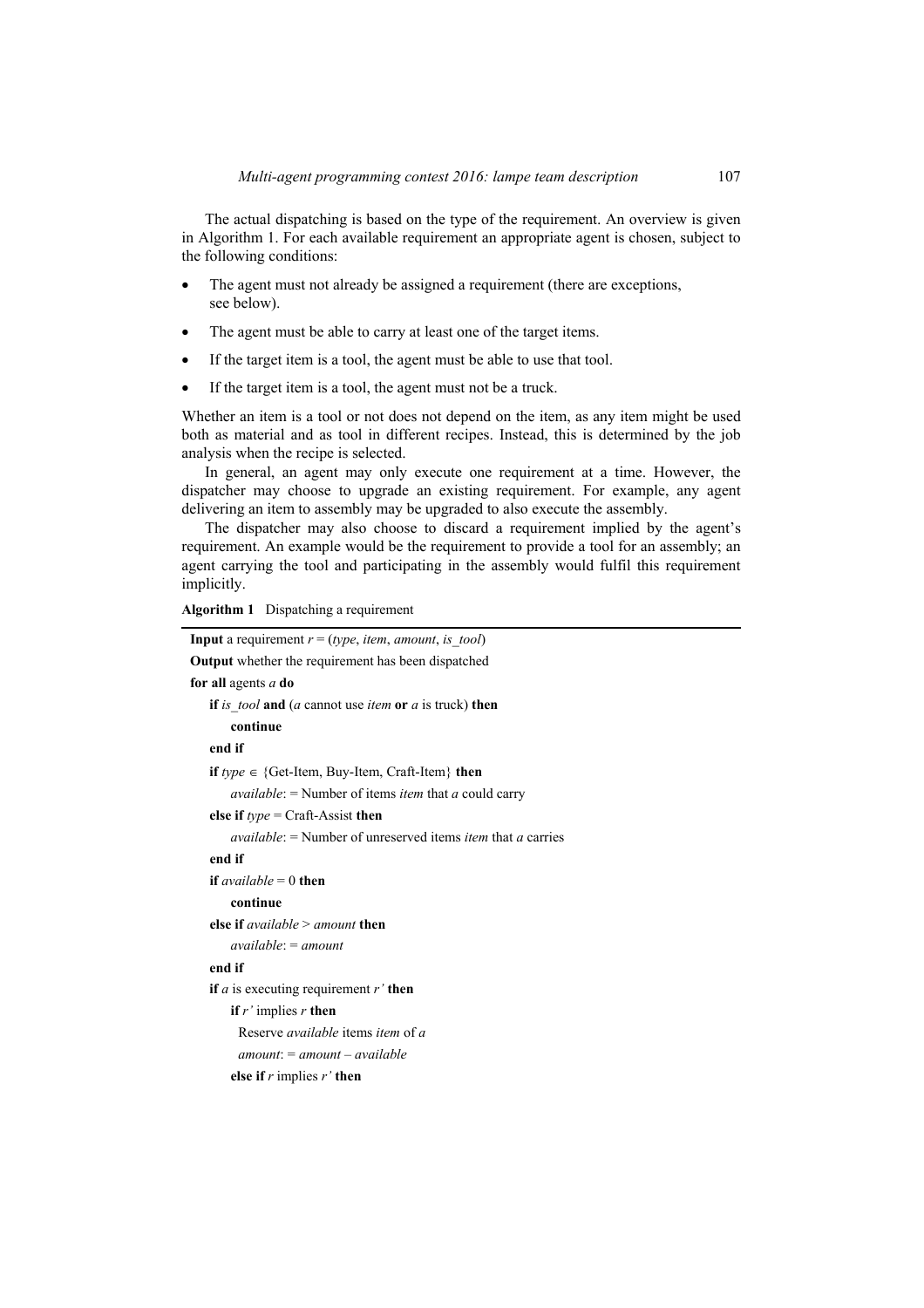The actual dispatching is based on the type of the requirement. An overview is given in Algorithm 1. For each available requirement an appropriate agent is chosen, subject to the following conditions:

- The agent must not already be assigned a requirement (there are exceptions, see below).
- The agent must be able to carry at least one of the target items.
- If the target item is a tool, the agent must be able to use that tool.
- If the target item is a tool, the agent must not be a truck.

Whether an item is a tool or not does not depend on the item, as any item might be used both as material and as tool in different recipes. Instead, this is determined by the job analysis when the recipe is selected.

In general, an agent may only execute one requirement at a time. However, the dispatcher may choose to upgrade an existing requirement. For example, any agent delivering an item to assembly may be upgraded to also execute the assembly.

The dispatcher may also choose to discard a requirement implied by the agent's requirement. An example would be the requirement to provide a tool for an assembly; an agent carrying the tool and participating in the assembly would fulfil this requirement implicitly.

**Algorithm 1** Dispatching a requirement

```
Input a requirement r = (type, item, amount, is_tool)
Output whether the requirement has been dispatched
for all agents a do
    if is_tool and (a cannot use item or a is truck) then
        continue
    end if
    if type ∈ {Get-Item, Buy-Item, Craft-Item} then
        available: = Number of items item that a could carry
    else if type = Craft-Assist then
        available: = Number of unreserved items item that a carries
    end if
    if available = 0 then
        continue
    else if available > amount then
        available: = amount
    end if
    if a is executing requirement r' then
        if r' implies r then
          Reserve available items item of a
          amount: = amount – available
        else if r implies r' then
```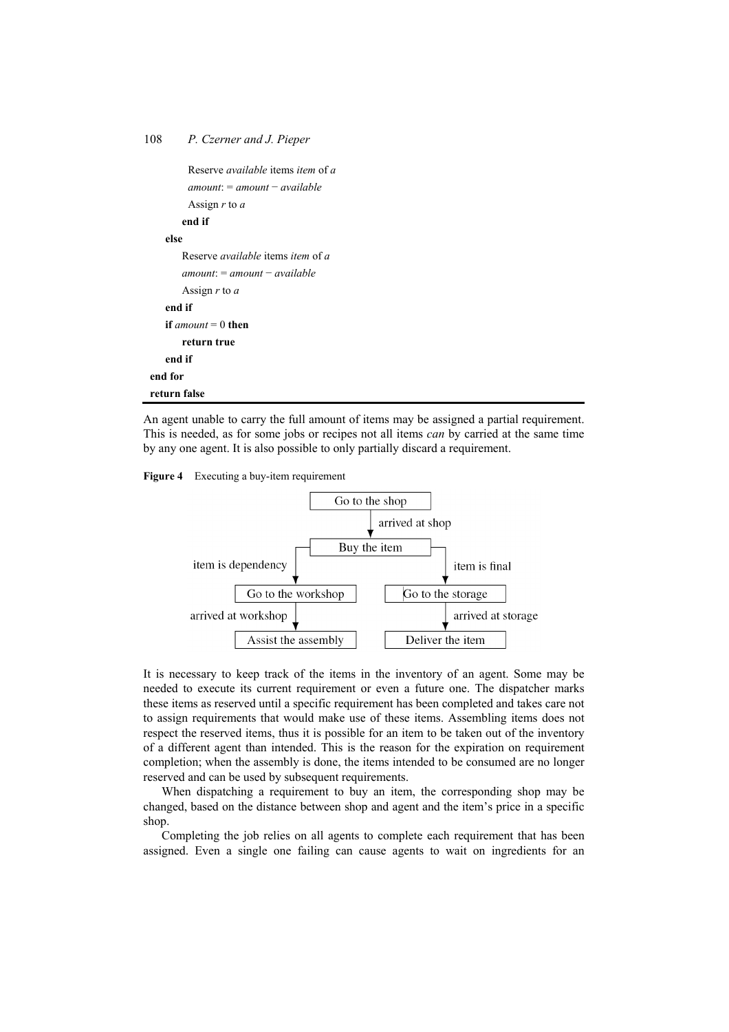```
            Reserve available items item of a
            amount: = amount − available
            Assign r to a
        end if
    else
        Reserve available items item of a
        amount: = amount − available
        Assign r to a
    end if
    if amount = 0 then
        return true
    end if
end for
return false
```

An agent unable to carry the full amount of items may be assigned a partial requirement. This is needed, as for some jobs or recipes not all items *can* by carried at the same time by any one agent. It is also possible to only partially discard a requirement.

**Figure 4** Executing a buy-item requirement

```
                    Go to the shop
                          | arrived at shop
                          v
                     Buy the item
        item is dependency |            | item is final
                          v            v
        Go to the workshop          Go to the storage
     arrived at workshop |            | arrived at storage
                          v            v
        Assist the assembly         Deliver the item
```

It is necessary to keep track of the items in the inventory of an agent. Some may be needed to execute its current requirement or even a future one. The dispatcher marks these items as reserved until a specific requirement has been completed and takes care not to assign requirements that would make use of these items. Assembling items does not respect the reserved items, thus it is possible for an item to be taken out of the inventory of a different agent than intended. This is the reason for the expiration on requirement completion; when the assembly is done, the items intended to be consumed are no longer reserved and can be used by subsequent requirements.

When dispatching a requirement to buy an item, the corresponding shop may be changed, based on the distance between shop and agent and the item's price in a specific shop.

Completing the job relies on all agents to complete each requirement that has been assigned. Even a single one failing can cause agents to wait on ingredients for an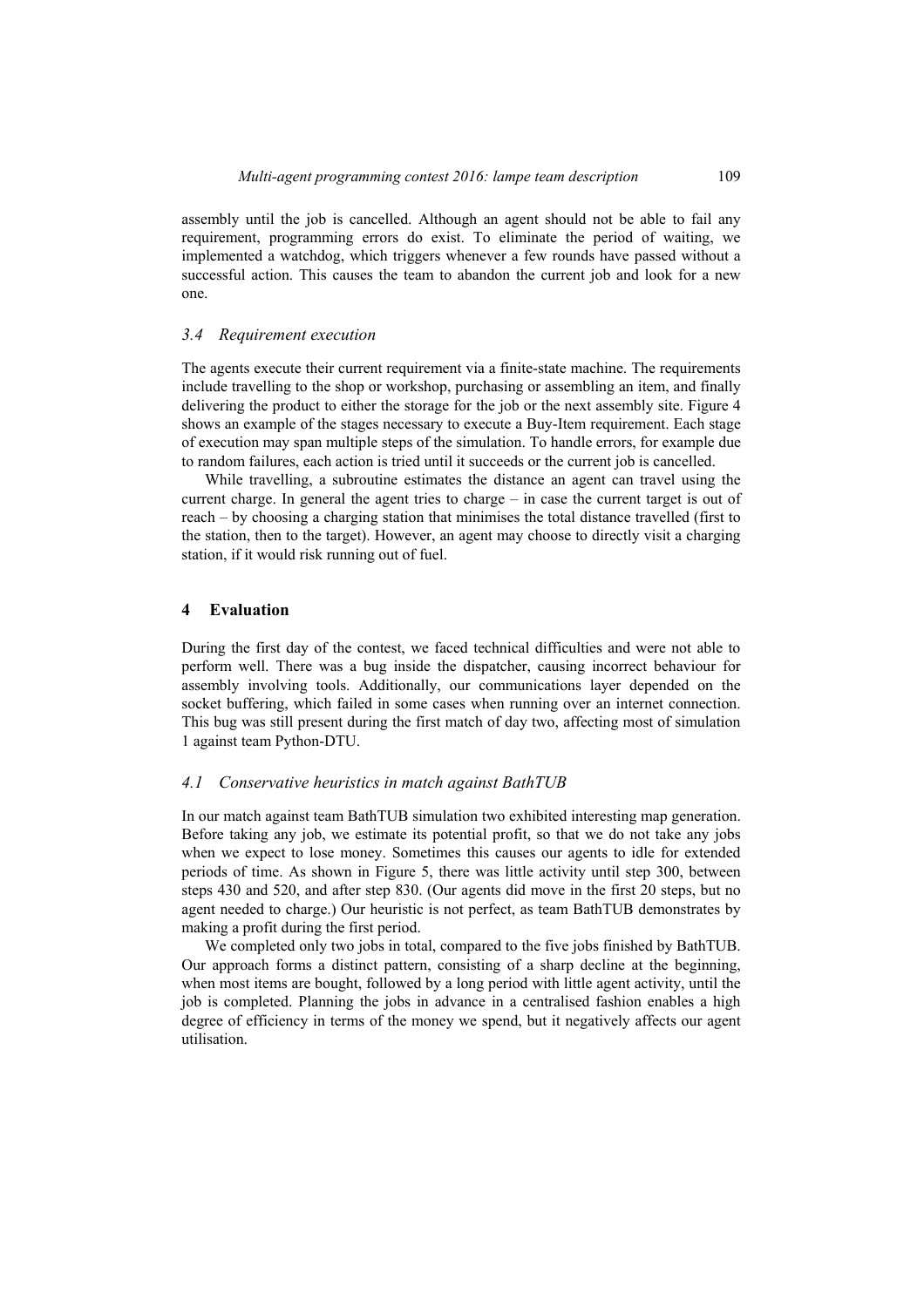assembly until the job is cancelled. Although an agent should not be able to fail any requirement, programming errors do exist. To eliminate the period of waiting, we implemented a watchdog, which triggers whenever a few rounds have passed without a successful action. This causes the team to abandon the current job and look for a new one.

### *3.4 Requirement execution*

The agents execute their current requirement via a finite-state machine. The requirements include travelling to the shop or workshop, purchasing or assembling an item, and finally delivering the product to either the storage for the job or the next assembly site. Figure 4 shows an example of the stages necessary to execute a Buy-Item requirement. Each stage of execution may span multiple steps of the simulation. To handle errors, for example due to random failures, each action is tried until it succeeds or the current job is cancelled.

While travelling, a subroutine estimates the distance an agent can travel using the current charge. In general the agent tries to charge – in case the current target is out of reach – by choosing a charging station that minimises the total distance travelled (first to the station, then to the target). However, an agent may choose to directly visit a charging station, if it would risk running out of fuel.

## 4 Evaluation

During the first day of the contest, we faced technical difficulties and were not able to perform well. There was a bug inside the dispatcher, causing incorrect behaviour for assembly involving tools. Additionally, our communications layer depended on the socket buffering, which failed in some cases when running over an internet connection. This bug was still present during the first match of day two, affecting most of simulation 1 against team Python-DTU.

### *4.1 Conservative heuristics in match against BathTUB*

In our match against team BathTUB simulation two exhibited interesting map generation. Before taking any job, we estimate its potential profit, so that we do not take any jobs when we expect to lose money. Sometimes this causes our agents to idle for extended periods of time. As shown in Figure 5, there was little activity until step 300, between steps 430 and 520, and after step 830. (Our agents did move in the first 20 steps, but no agent needed to charge.) Our heuristic is not perfect, as team BathTUB demonstrates by making a profit during the first period.

We completed only two jobs in total, compared to the five jobs finished by BathTUB. Our approach forms a distinct pattern, consisting of a sharp decline at the beginning, when most items are bought, followed by a long period with little agent activity, until the job is completed. Planning the jobs in advance in a centralised fashion enables a high degree of efficiency in terms of the money we spend, but it negatively affects our agent utilisation.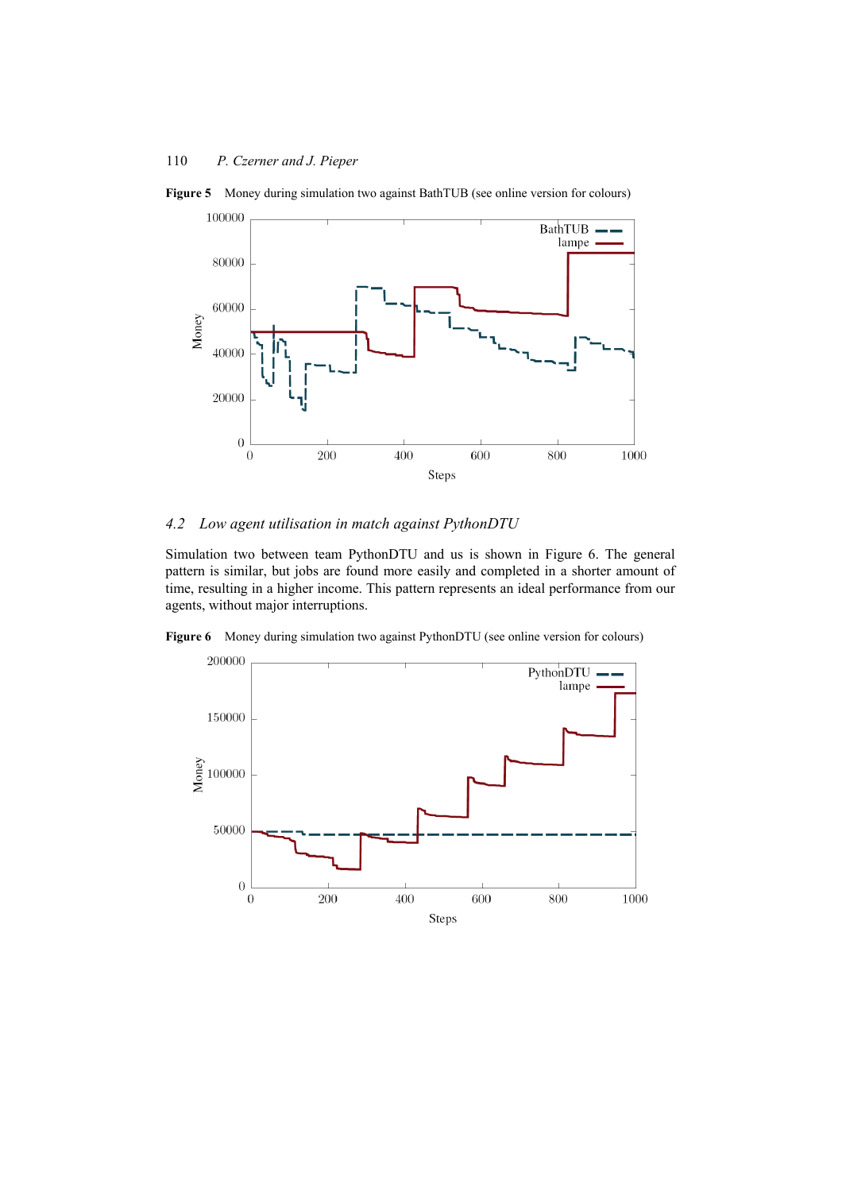**Figure 5** Money during simulation two against BathTUB (see online version for colours)

**Figure 6** Money during simulation two against PythonDTU (see online version for colours)

## 4.2 *Low agent utilisation in match against PythonDTU*

Simulation two between team PythonDTU and us is shown in Figure 6. The general pattern is similar, but jobs are found more easily and completed in a shorter amount of time, resulting in a higher income. This pattern represents an ideal performance from our agents, without major interruptions.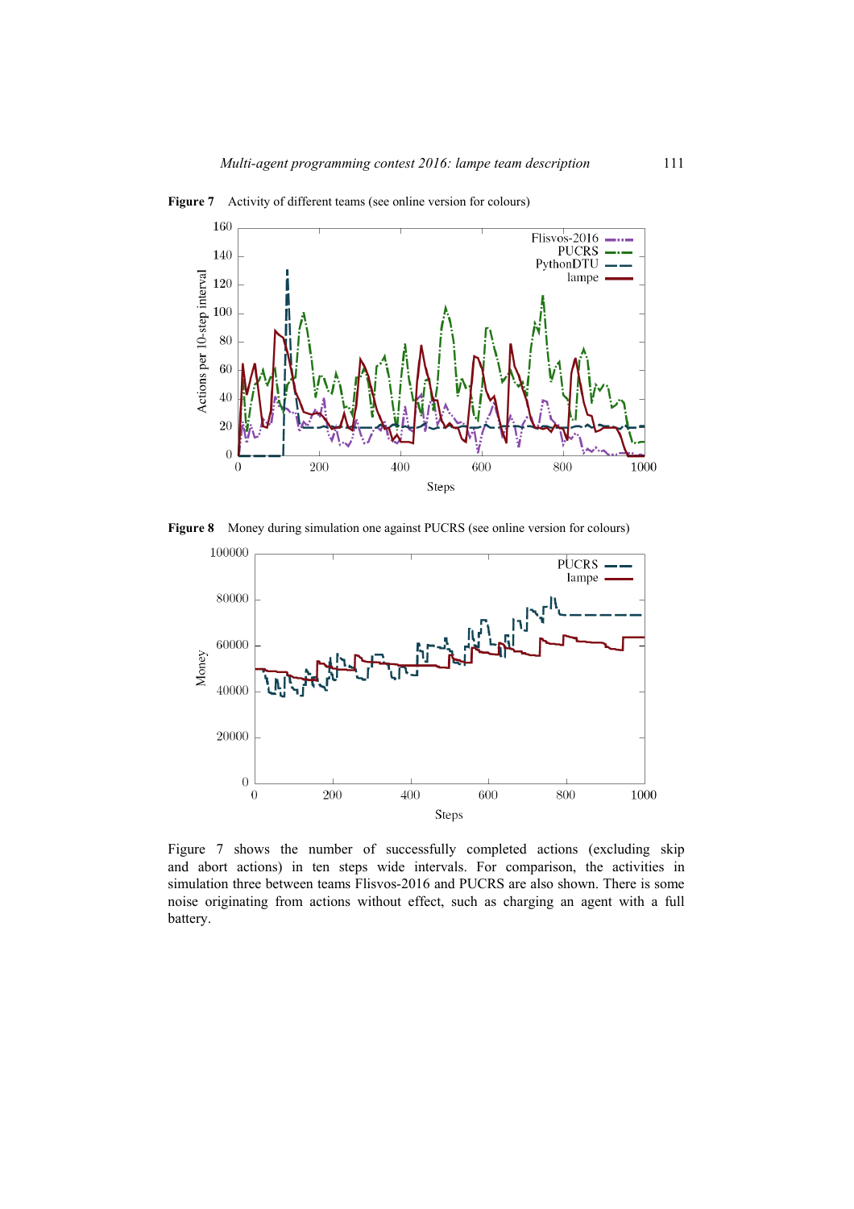**Figure 7** Activity of different teams (see online version for colours)

**Figure 8** Money during simulation one against PUCRS (see online version for colours)

Figure 7 shows the number of successfully completed actions (excluding skip and abort actions) in ten steps wide intervals. For comparison, the activities in simulation three between teams Flisvos-2016 and PUCRS are also shown. There is some noise originating from actions without effect, such as charging an agent with a full battery.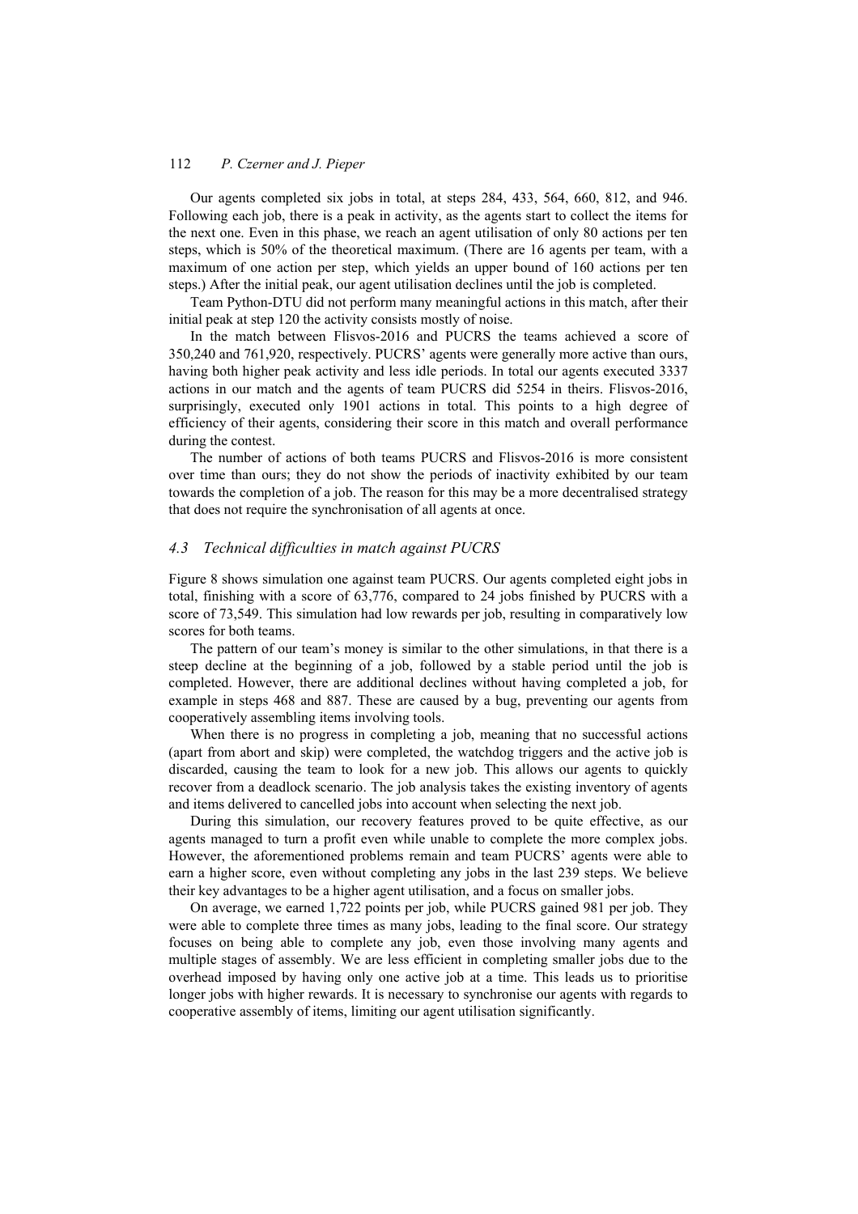Our agents completed six jobs in total, at steps 284, 433, 564, 660, 812, and 946. Following each job, there is a peak in activity, as the agents start to collect the items for the next one. Even in this phase, we reach an agent utilisation of only 80 actions per ten steps, which is 50% of the theoretical maximum. (There are 16 agents per team, with a maximum of one action per step, which yields an upper bound of 160 actions per ten steps.) After the initial peak, our agent utilisation declines until the job is completed.

Team Python-DTU did not perform many meaningful actions in this match, after their initial peak at step 120 the activity consists mostly of noise.

In the match between Flisvos-2016 and PUCRS the teams achieved a score of 350,240 and 761,920, respectively. PUCRS' agents were generally more active than ours, having both higher peak activity and less idle periods. In total our agents executed 3337 actions in our match and the agents of team PUCRS did 5254 in theirs. Flisvos-2016, surprisingly, executed only 1901 actions in total. This points to a high degree of efficiency of their agents, considering their score in this match and overall performance during the contest.

The number of actions of both teams PUCRS and Flisvos-2016 is more consistent over time than ours; they do not show the periods of inactivity exhibited by our team towards the completion of a job. The reason for this may be a more decentralised strategy that does not require the synchronisation of all agents at once.

### *4.3 Technical difficulties in match against PUCRS*

Figure 8 shows simulation one against team PUCRS. Our agents completed eight jobs in total, finishing with a score of 63,776, compared to 24 jobs finished by PUCRS with a score of 73,549. This simulation had low rewards per job, resulting in comparatively low scores for both teams.

The pattern of our team's money is similar to the other simulations, in that there is a steep decline at the beginning of a job, followed by a stable period until the job is completed. However, there are additional declines without having completed a job, for example in steps 468 and 887. These are caused by a bug, preventing our agents from cooperatively assembling items involving tools.

When there is no progress in completing a job, meaning that no successful actions (apart from abort and skip) were completed, the watchdog triggers and the active job is discarded, causing the team to look for a new job. This allows our agents to quickly recover from a deadlock scenario. The job analysis takes the existing inventory of agents and items delivered to cancelled jobs into account when selecting the next job.

During this simulation, our recovery features proved to be quite effective, as our agents managed to turn a profit even while unable to complete the more complex jobs. However, the aforementioned problems remain and team PUCRS' agents were able to earn a higher score, even without completing any jobs in the last 239 steps. We believe their key advantages to be a higher agent utilisation, and a focus on smaller jobs.

On average, we earned 1,722 points per job, while PUCRS gained 981 per job. They were able to complete three times as many jobs, leading to the final score. Our strategy focuses on being able to complete any job, even those involving many agents and multiple stages of assembly. We are less efficient in completing smaller jobs due to the overhead imposed by having only one active job at a time. This leads us to prioritise longer jobs with higher rewards. It is necessary to synchronise our agents with regards to cooperative assembly of items, limiting our agent utilisation significantly.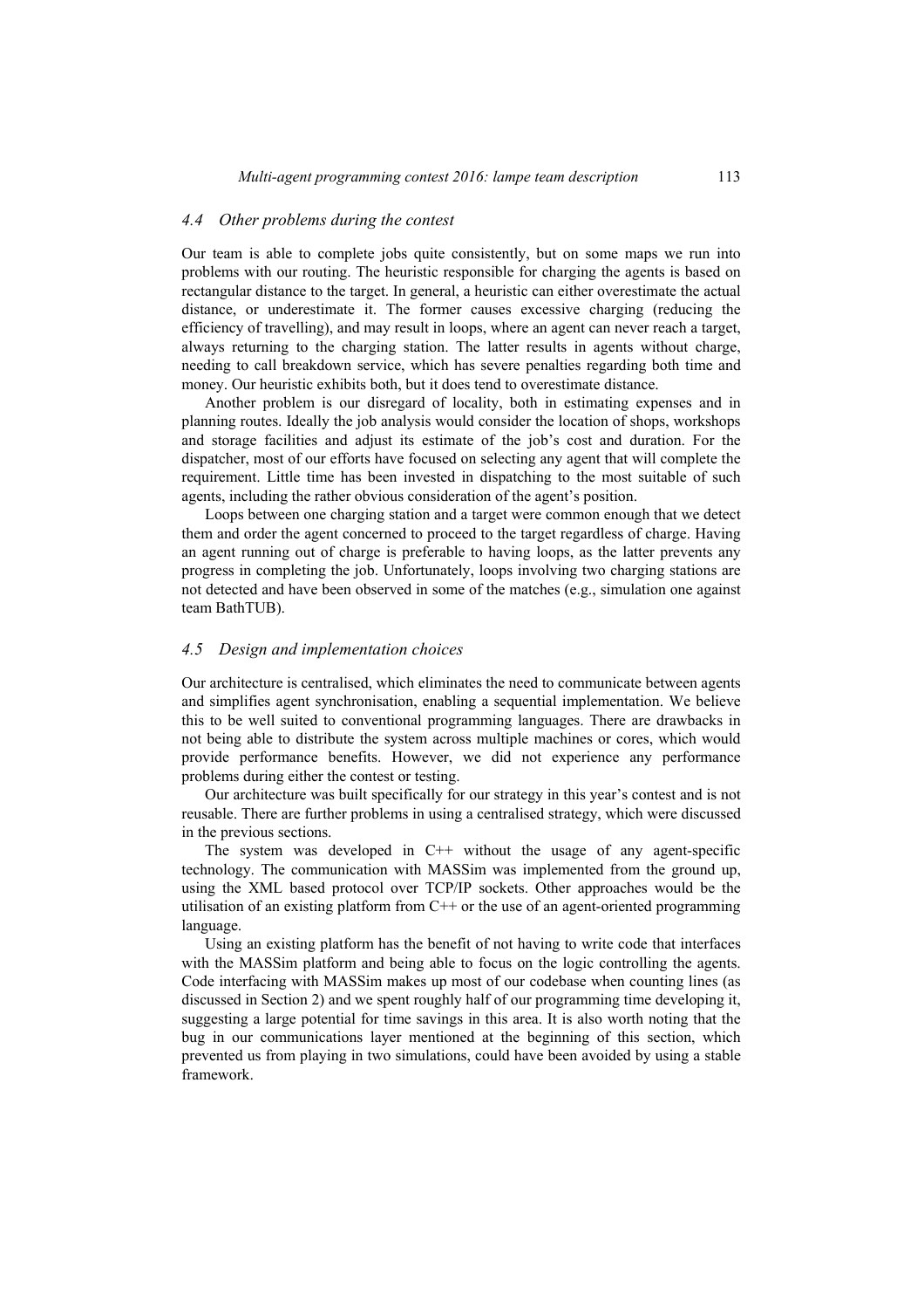### *4.4 Other problems during the contest*

Our team is able to complete jobs quite consistently, but on some maps we run into problems with our routing. The heuristic responsible for charging the agents is based on rectangular distance to the target. In general, a heuristic can either overestimate the actual distance, or underestimate it. The former causes excessive charging (reducing the efficiency of travelling), and may result in loops, where an agent can never reach a target, always returning to the charging station. The latter results in agents without charge, needing to call breakdown service, which has severe penalties regarding both time and money. Our heuristic exhibits both, but it does tend to overestimate distance.

Another problem is our disregard of locality, both in estimating expenses and in planning routes. Ideally the job analysis would consider the location of shops, workshops and storage facilities and adjust its estimate of the job's cost and duration. For the dispatcher, most of our efforts have focused on selecting any agent that will complete the requirement. Little time has been invested in dispatching to the most suitable of such agents, including the rather obvious consideration of the agent's position.

Loops between one charging station and a target were common enough that we detect them and order the agent concerned to proceed to the target regardless of charge. Having an agent running out of charge is preferable to having loops, as the latter prevents any progress in completing the job. Unfortunately, loops involving two charging stations are not detected and have been observed in some of the matches (e.g., simulation one against team BathTUB).

### *4.5 Design and implementation choices*

Our architecture is centralised, which eliminates the need to communicate between agents and simplifies agent synchronisation, enabling a sequential implementation. We believe this to be well suited to conventional programming languages. There are drawbacks in not being able to distribute the system across multiple machines or cores, which would provide performance benefits. However, we did not experience any performance problems during either the contest or testing.

Our architecture was built specifically for our strategy in this year's contest and is not reusable. There are further problems in using a centralised strategy, which were discussed in the previous sections.

The system was developed in C++ without the usage of any agent-specific technology. The communication with MASSim was implemented from the ground up, using the XML based protocol over TCP/IP sockets. Other approaches would be the utilisation of an existing platform from C++ or the use of an agent-oriented programming language.

Using an existing platform has the benefit of not having to write code that interfaces with the MASSim platform and being able to focus on the logic controlling the agents. Code interfacing with MASSim makes up most of our codebase when counting lines (as discussed in Section 2) and we spent roughly half of our programming time developing it, suggesting a large potential for time savings in this area. It is also worth noting that the bug in our communications layer mentioned at the beginning of this section, which prevented us from playing in two simulations, could have been avoided by using a stable framework.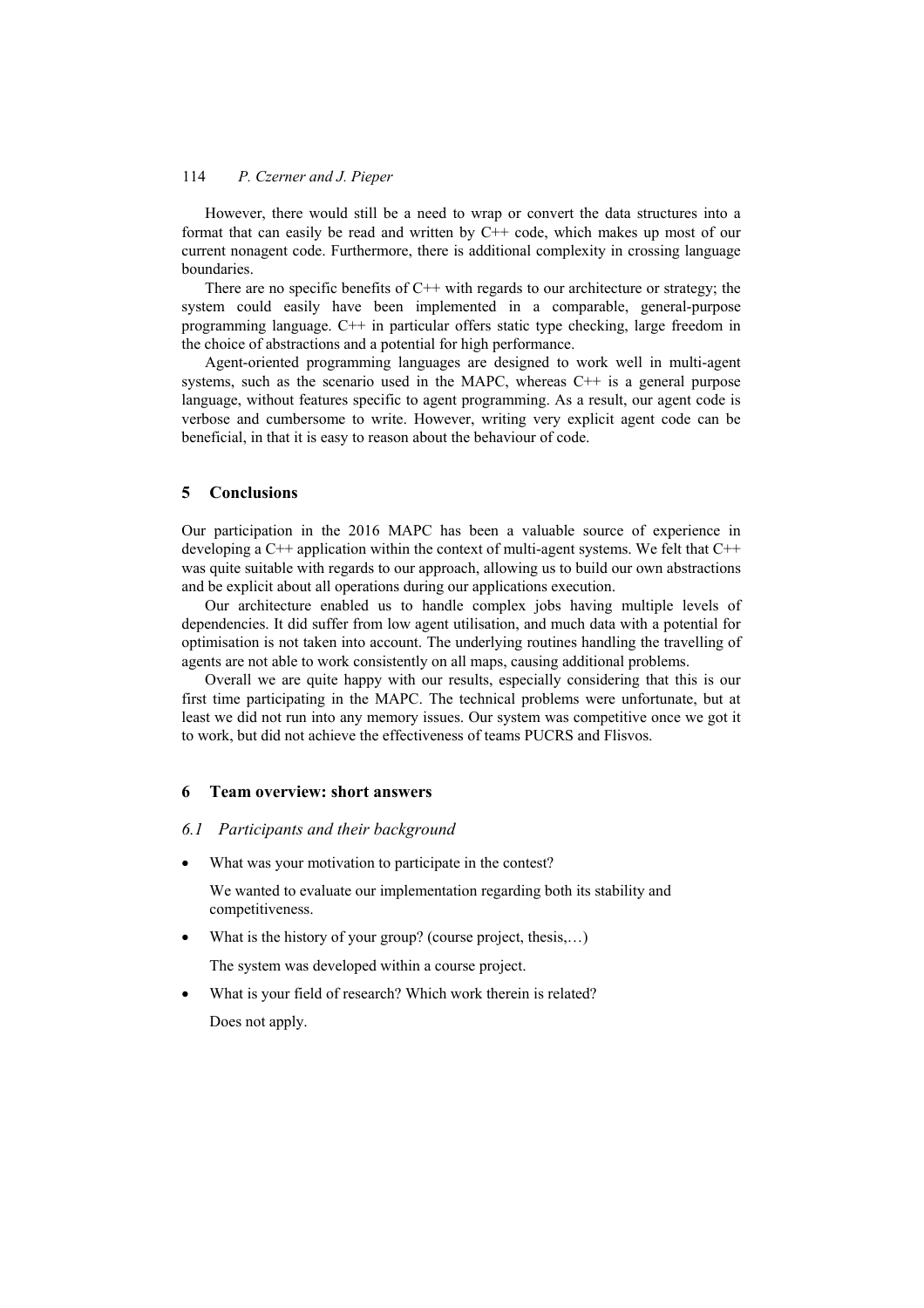However, there would still be a need to wrap or convert the data structures into a format that can easily be read and written by C++ code, which makes up most of our current nonagent code. Furthermore, there is additional complexity in crossing language boundaries.

There are no specific benefits of C++ with regards to our architecture or strategy; the system could easily have been implemented in a comparable, general-purpose programming language. C++ in particular offers static type checking, large freedom in the choice of abstractions and a potential for high performance.

Agent-oriented programming languages are designed to work well in multi-agent systems, such as the scenario used in the MAPC, whereas C++ is a general purpose language, without features specific to agent programming. As a result, our agent code is verbose and cumbersome to write. However, writing very explicit agent code can be beneficial, in that it is easy to reason about the behaviour of code.

## 5 Conclusions

Our participation in the 2016 MAPC has been a valuable source of experience in developing a C++ application within the context of multi-agent systems. We felt that C++ was quite suitable with regards to our approach, allowing us to build our own abstractions and be explicit about all operations during our applications execution.

Our architecture enabled us to handle complex jobs having multiple levels of dependencies. It did suffer from low agent utilisation, and much data with a potential for optimisation is not taken into account. The underlying routines handling the travelling of agents are not able to work consistently on all maps, causing additional problems.

Overall we are quite happy with our results, especially considering that this is our first time participating in the MAPC. The technical problems were unfortunate, but at least we did not run into any memory issues. Our system was competitive once we got it to work, but did not achieve the effectiveness of teams PUCRS and Flisvos.

## 6 Team overview: short answers

### *6.1 Participants and their background*

- What was your motivation to participate in the contest?

  We wanted to evaluate our implementation regarding both its stability and competitiveness.

- What is the history of your group? (course project, thesis,…)

  The system was developed within a course project.

- What is your field of research? Which work therein is related?

  Does not apply.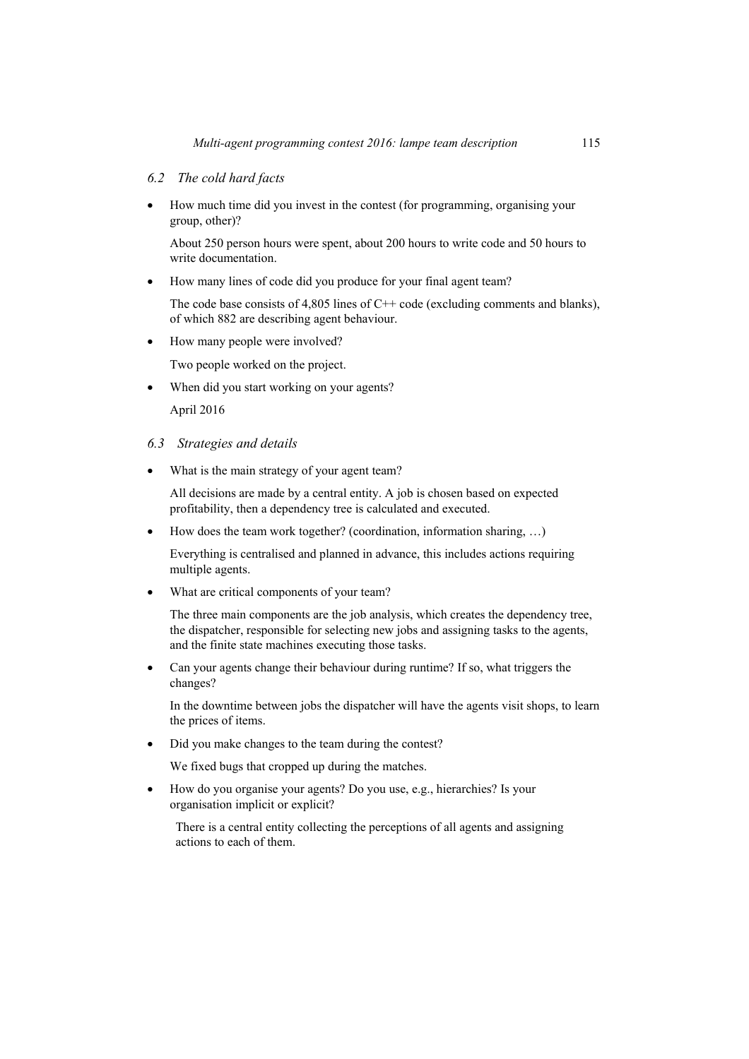### *6.2 The cold hard facts*

- How much time did you invest in the contest (for programming, organising your group, other)?

  About 250 person hours were spent, about 200 hours to write code and 50 hours to write documentation.

- How many lines of code did you produce for your final agent team?

  The code base consists of 4,805 lines of C++ code (excluding comments and blanks), of which 882 are describing agent behaviour.

- How many people were involved?

  Two people worked on the project.

- When did you start working on your agents?

  April 2016

### *6.3 Strategies and details*

- What is the main strategy of your agent team?

  All decisions are made by a central entity. A job is chosen based on expected profitability, then a dependency tree is calculated and executed.

- How does the team work together? (coordination, information sharing, …)

  Everything is centralised and planned in advance, this includes actions requiring multiple agents.

- What are critical components of your team?

  The three main components are the job analysis, which creates the dependency tree, the dispatcher, responsible for selecting new jobs and assigning tasks to the agents, and the finite state machines executing those tasks.

- Can your agents change their behaviour during runtime? If so, what triggers the changes?

  In the downtime between jobs the dispatcher will have the agents visit shops, to learn the prices of items.

- Did you make changes to the team during the contest?

  We fixed bugs that cropped up during the matches.

- How do you organise your agents? Do you use, e.g., hierarchies? Is your organisation implicit or explicit?

  There is a central entity collecting the perceptions of all agents and assigning actions to each of them.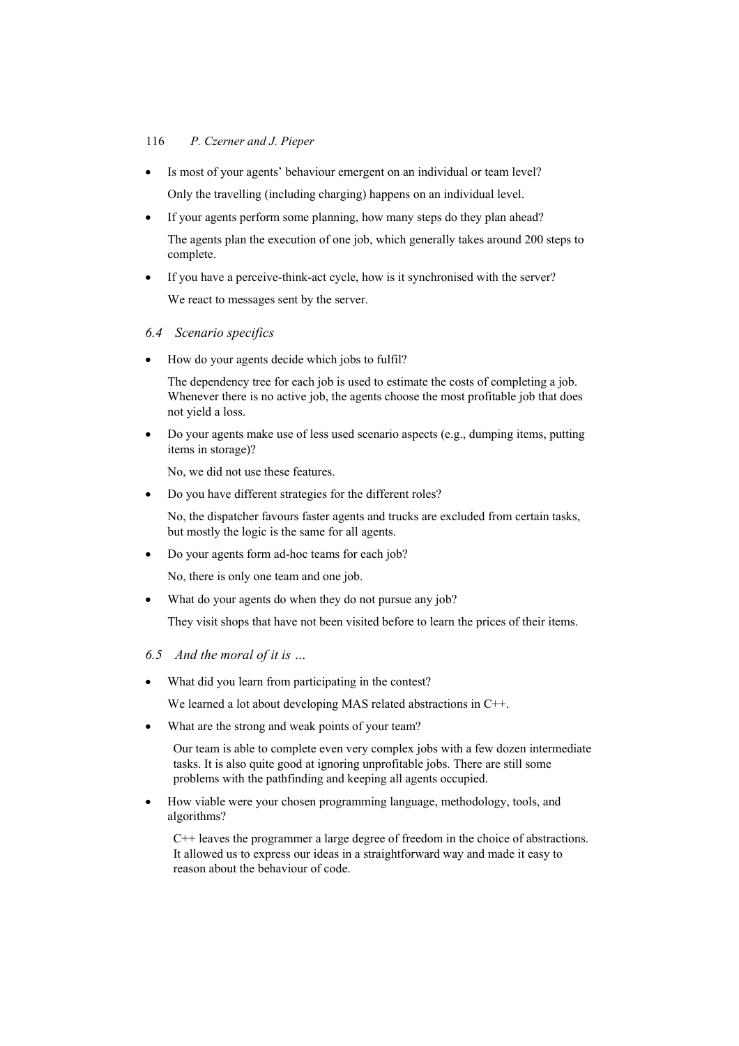- Is most of your agents' behaviour emergent on an individual or team level?

  Only the travelling (including charging) happens on an individual level.

- If your agents perform some planning, how many steps do they plan ahead?

  The agents plan the execution of one job, which generally takes around 200 steps to complete.

- If you have a perceive-think-act cycle, how is it synchronised with the server?

  We react to messages sent by the server.

### *6.4 Scenario specifics*

- How do your agents decide which jobs to fulfil?

  The dependency tree for each job is used to estimate the costs of completing a job. Whenever there is no active job, the agents choose the most profitable job that does not yield a loss.

- Do your agents make use of less used scenario aspects (e.g., dumping items, putting items in storage)?

  No, we did not use these features.

- Do you have different strategies for the different roles?

  No, the dispatcher favours faster agents and trucks are excluded from certain tasks, but mostly the logic is the same for all agents.

- Do your agents form ad-hoc teams for each job?

  No, there is only one team and one job.

- What do your agents do when they do not pursue any job?

  They visit shops that have not been visited before to learn the prices of their items.

### *6.5 And the moral of it is …*

- What did you learn from participating in the contest?

  We learned a lot about developing MAS related abstractions in C++.

- What are the strong and weak points of your team?

  Our team is able to complete even very complex jobs with a few dozen intermediate tasks. It is also quite good at ignoring unprofitable jobs. There are still some problems with the pathfinding and keeping all agents occupied.

- How viable were your chosen programming language, methodology, tools, and algorithms?

  C++ leaves the programmer a large degree of freedom in the choice of abstractions. It allowed us to express our ideas in a straightforward way and made it easy to reason about the behaviour of code.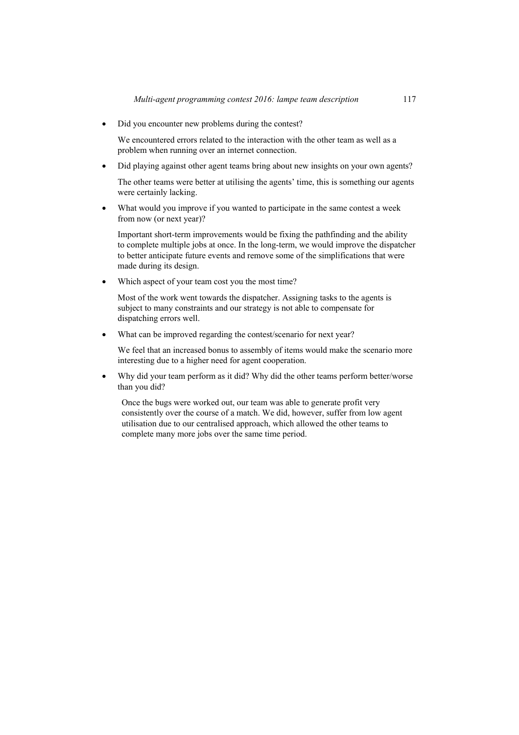- Did you encounter new problems during the contest?

  We encountered errors related to the interaction with the other team as well as a problem when running over an internet connection.

- Did playing against other agent teams bring about new insights on your own agents?

  The other teams were better at utilising the agents' time, this is something our agents were certainly lacking.

- What would you improve if you wanted to participate in the same contest a week from now (or next year)?

  Important short-term improvements would be fixing the pathfinding and the ability to complete multiple jobs at once. In the long-term, we would improve the dispatcher to better anticipate future events and remove some of the simplifications that were made during its design.

- Which aspect of your team cost you the most time?

  Most of the work went towards the dispatcher. Assigning tasks to the agents is subject to many constraints and our strategy is not able to compensate for dispatching errors well.

- What can be improved regarding the contest/scenario for next year?

  We feel that an increased bonus to assembly of items would make the scenario more interesting due to a higher need for agent cooperation.

- Why did your team perform as it did? Why did the other teams perform better/worse than you did?

  Once the bugs were worked out, our team was able to generate profit very consistently over the course of a match. We did, however, suffer from low agent utilisation due to our centralised approach, which allowed the other teams to complete many more jobs over the same time period.